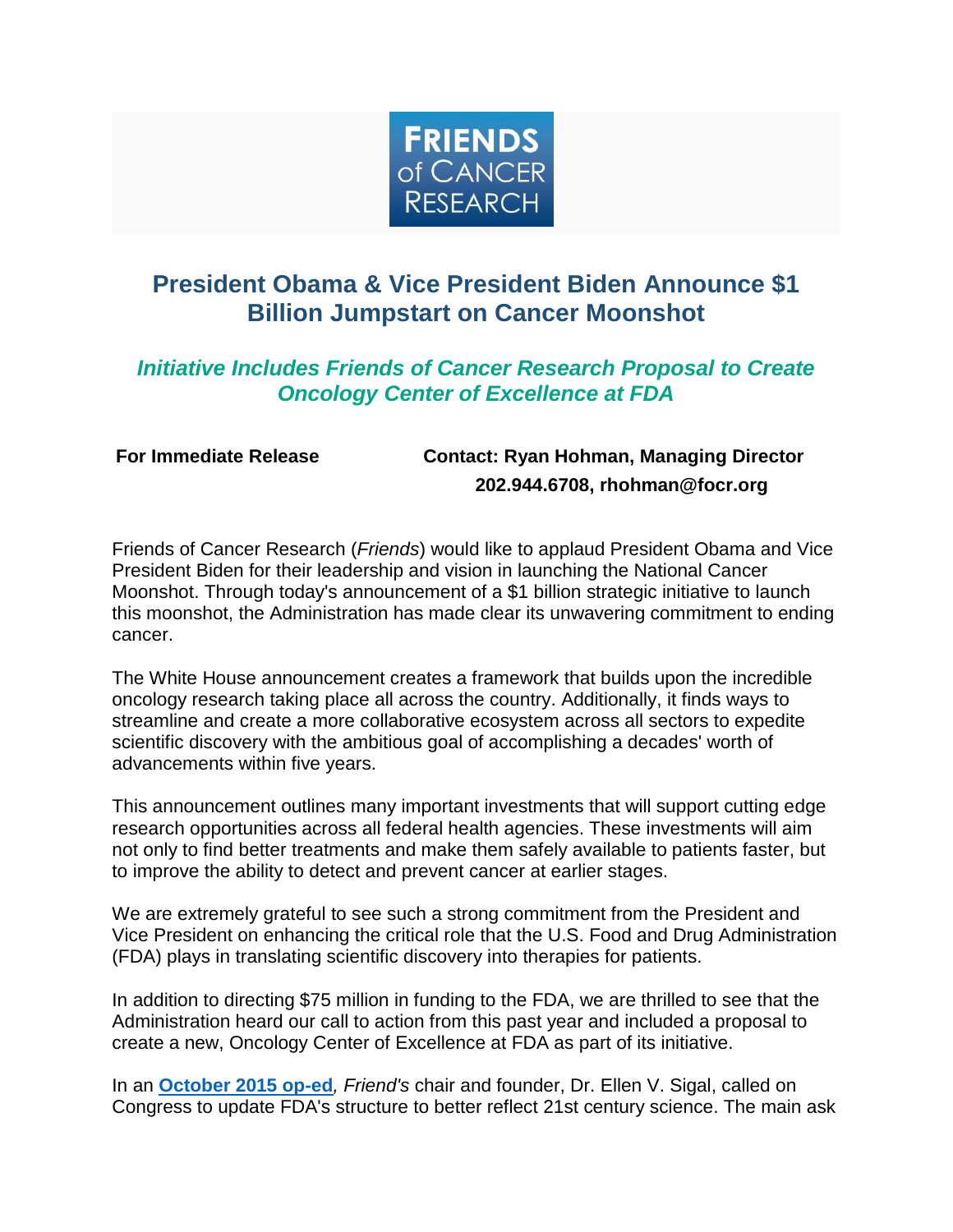FRIENDS of CANCER RESEARCH

# President Obama & Vice President Biden Announce $1 Billion Jumpstart on Cancer Moonshot

## *Initiative Includes Friends of Cancer Research Proposal to Create Oncology Center of Excellence at FDA*

**For Immediate Release** **Contact: Ryan Hohman, Managing Director**
**202.944.6708, rhohman@focr.org**

Friends of Cancer Research (*Friends*) would like to applaud President Obama and Vice President Biden for their leadership and vision in launching the National Cancer Moonshot. Through today's announcement of a $1 billion strategic initiative to launch this moonshot, the Administration has made clear its unwavering commitment to ending cancer.

The White House announcement creates a framework that builds upon the incredible oncology research taking place all across the country. Additionally, it finds ways to streamline and create a more collaborative ecosystem across all sectors to expedite scientific discovery with the ambitious goal of accomplishing a decades' worth of advancements within five years.

This announcement outlines many important investments that will support cutting edge research opportunities across all federal health agencies. These investments will aim not only to find better treatments and make them safely available to patients faster, but to improve the ability to detect and prevent cancer at earlier stages.

We are extremely grateful to see such a strong commitment from the President and Vice President on enhancing the critical role that the U.S. Food and Drug Administration (FDA) plays in translating scientific discovery into therapies for patients.

In addition to directing $75 million in funding to the FDA, we are thrilled to see that the Administration heard our call to action from this past year and included a proposal to create a new, Oncology Center of Excellence at FDA as part of its initiative.

In an **October 2015 op-ed**, *Friend's* chair and founder, Dr. Ellen V. Sigal, called on Congress to update FDA's structure to better reflect 21st century science. The main ask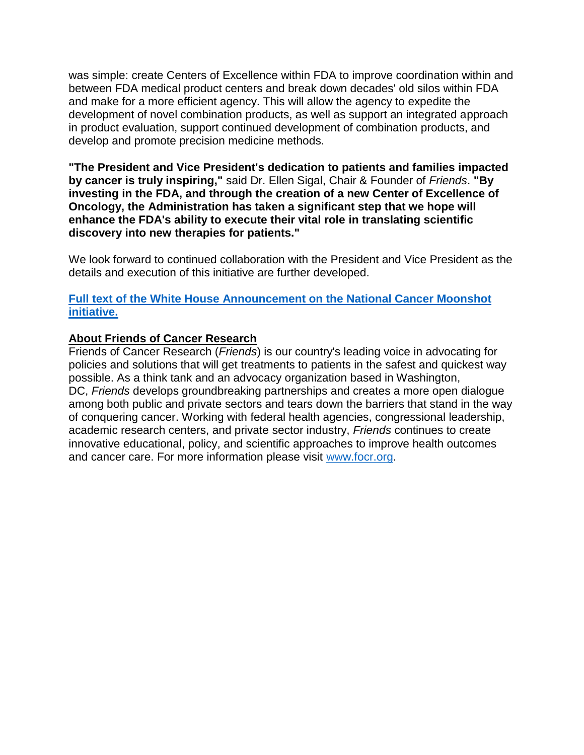was simple: create Centers of Excellence within FDA to improve coordination within and between FDA medical product centers and break down decades' old silos within FDA and make for a more efficient agency. This will allow the agency to expedite the development of novel combination products, as well as support an integrated approach in product evaluation, support continued development of combination products, and develop and promote precision medicine methods.

**"The President and Vice President's dedication to patients and families impacted by cancer is truly inspiring,"** said Dr. Ellen Sigal, Chair & Founder of *Friends*. **"By investing in the FDA, and through the creation of a new Center of Excellence of Oncology, the Administration has taken a significant step that we hope will enhance the FDA's ability to execute their vital role in translating scientific discovery into new therapies for patients."**

We look forward to continued collaboration with the President and Vice President as the details and execution of this initiative are further developed.

**Full text of the White House Announcement on the National Cancer Moonshot initiative.**

**About Friends of Cancer Research**

Friends of Cancer Research (*Friends*) is our country's leading voice in advocating for policies and solutions that will get treatments to patients in the safest and quickest way possible. As a think tank and an advocacy organization based in Washington, DC, *Friends* develops groundbreaking partnerships and creates a more open dialogue among both public and private sectors and tears down the barriers that stand in the way of conquering cancer. Working with federal health agencies, congressional leadership, academic research centers, and private sector industry, *Friends* continues to create innovative educational, policy, and scientific approaches to improve health outcomes and cancer care. For more information please visit www.focr.org.